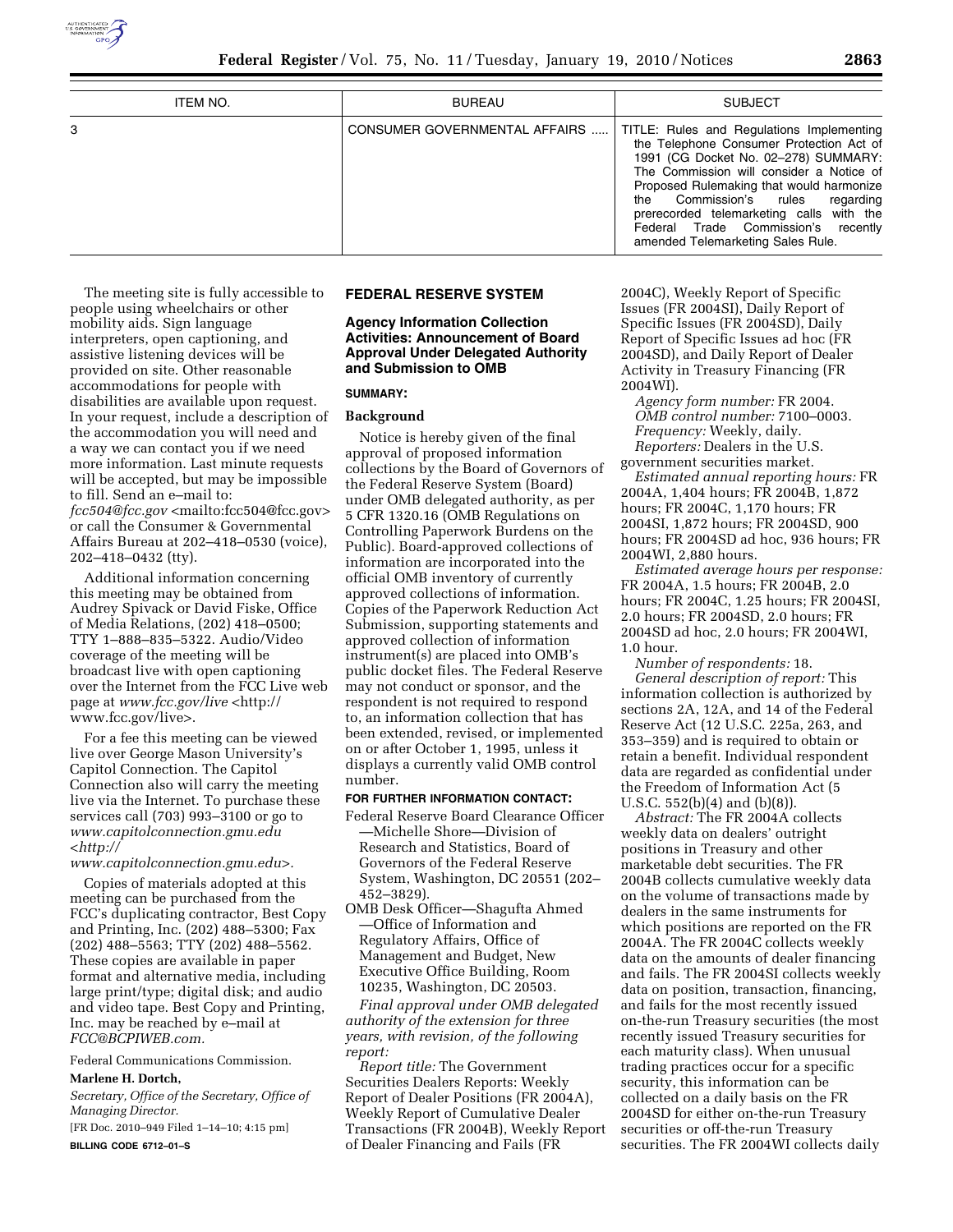| ITEM NO. | BUREAU | SUBJECT |
| --- | --- | --- |
| 3 | CONSUMER GOVERNMENTAL AFFAIRS ..... | TITLE: Rules and Regulations Implementing the Telephone Consumer Protection Act of 1991 (CG Docket No. 02–278) SUMMARY: The Commission will consider a Notice of Proposed Rulemaking that would harmonize the Commission's rules regarding prerecorded telemarketing calls with the Federal Trade Commission's recently amended Telemarketing Sales Rule. |

The meeting site is fully accessible to people using wheelchairs or other mobility aids. Sign language interpreters, open captioning, and assistive listening devices will be provided on site. Other reasonable accommodations for people with disabilities are available upon request. In your request, include a description of the accommodation you will need and a way we can contact you if we need more information. Last minute requests will be accepted, but may be impossible to fill. Send an e–mail to: *fcc504@fcc.gov* <mailto:fcc504@fcc.gov> or call the Consumer & Governmental Affairs Bureau at 202–418–0530 (voice), 202–418–0432 (tty).

Additional information concerning this meeting may be obtained from Audrey Spivack or David Fiske, Office of Media Relations, (202) 418–0500; TTY 1–888–835–5322. Audio/Video coverage of the meeting will be broadcast live with open captioning over the Internet from the FCC Live web page at *www.fcc.gov/live* <http://www.fcc.gov/live>.

For a fee this meeting can be viewed live over George Mason University's Capitol Connection. The Capitol Connection also will carry the meeting live via the Internet. To purchase these services call (703) 993–3100 or go to *www.capitolconnection.gmu.edu* <*http://www.capitolconnection.gmu.edu*>.

Copies of materials adopted at this meeting can be purchased from the FCC's duplicating contractor, Best Copy and Printing, Inc. (202) 488–5300; Fax (202) 488–5563; TTY (202) 488–5562. These copies are available in paper format and alternative media, including large print/type; digital disk; and audio and video tape. Best Copy and Printing, Inc. may be reached by e–mail at *FCC@BCPIWEB.com.*

Federal Communications Commission.

**Marlene H. Dortch,**

*Secretary, Office of the Secretary, Office of Managing Director.*

[FR Doc. 2010–949 Filed 1–14–10; 4:15 pm]

**BILLING CODE 6712–01–S**

## FEDERAL RESERVE SYSTEM

### Agency Information Collection Activities: Announcement of Board Approval Under Delegated Authority and Submission to OMB

**SUMMARY:**

**Background**

Notice is hereby given of the final approval of proposed information collections by the Board of Governors of the Federal Reserve System (Board) under OMB delegated authority, as per 5 CFR 1320.16 (OMB Regulations on Controlling Paperwork Burdens on the Public). Board-approved collections of information are incorporated into the official OMB inventory of currently approved collections of information. Copies of the Paperwork Reduction Act Submission, supporting statements and approved collection of information instrument(s) are placed into OMB's public docket files. The Federal Reserve may not conduct or sponsor, and the respondent is not required to respond to, an information collection that has been extended, revised, or implemented on or after October 1, 1995, unless it displays a currently valid OMB control number.

**FOR FURTHER INFORMATION CONTACT:**

Federal Reserve Board Clearance Officer —Michelle Shore—Division of Research and Statistics, Board of Governors of the Federal Reserve System, Washington, DC 20551 (202–452–3829).

OMB Desk Officer—Shagufta Ahmed —Office of Information and Regulatory Affairs, Office of Management and Budget, New Executive Office Building, Room 10235, Washington, DC 20503.

*Final approval under OMB delegated authority of the extension for three years, with revision, of the following report:*

*Report title:* The Government Securities Dealers Reports: Weekly Report of Dealer Positions (FR 2004A), Weekly Report of Cumulative Dealer Transactions (FR 2004B), Weekly Report of Dealer Financing and Fails (FR 2004C), Weekly Report of Specific Issues (FR 2004SI), Daily Report of Specific Issues (FR 2004SD), Daily Report of Specific Issues ad hoc (FR 2004SD), and Daily Report of Dealer Activity in Treasury Financing (FR 2004WI).

*Agency form number:* FR 2004.

*OMB control number:* 7100–0003.

*Frequency:* Weekly, daily.

*Reporters:* Dealers in the U.S. government securities market.

*Estimated annual reporting hours:* FR 2004A, 1,404 hours; FR 2004B, 1,872 hours; FR 2004C, 1,170 hours; FR 2004SI, 1,872 hours; FR 2004SD, 900 hours; FR 2004SD ad hoc, 936 hours; FR 2004WI, 2,880 hours.

*Estimated average hours per response:* FR 2004A, 1.5 hours; FR 2004B, 2.0 hours; FR 2004C, 1.25 hours; FR 2004SI, 2.0 hours; FR 2004SD, 2.0 hours; FR 2004SD ad hoc, 2.0 hours; FR 2004WI, 1.0 hour.

*Number of respondents:* 18.

*General description of report:* This information collection is authorized by sections 2A, 12A, and 14 of the Federal Reserve Act (12 U.S.C. 225a, 263, and 353–359) and is required to obtain or retain a benefit. Individual respondent data are regarded as confidential under the Freedom of Information Act (5 U.S.C. 552(b)(4) and (b)(8)).

*Abstract:* The FR 2004A collects weekly data on dealers' outright positions in Treasury and other marketable debt securities. The FR 2004B collects cumulative weekly data on the volume of transactions made by dealers in the same instruments for which positions are reported on the FR 2004A. The FR 2004C collects weekly data on the amounts of dealer financing and fails. The FR 2004SI collects weekly data on position, transaction, financing, and fails for the most recently issued on-the-run Treasury securities (the most recently issued Treasury securities for each maturity class). When unusual trading practices occur for a specific security, this information can be collected on a daily basis on the FR 2004SD for either on-the-run Treasury securities or off-the-run Treasury securities. The FR 2004WI collects daily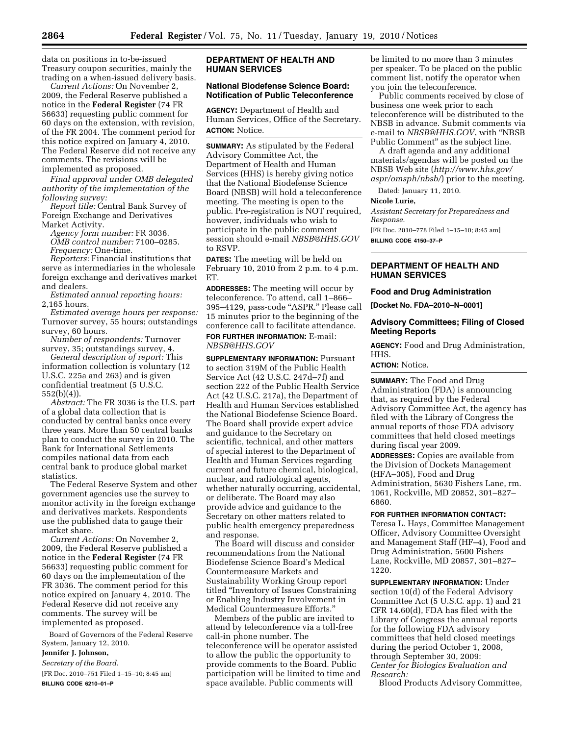data on positions in to-be-issued Treasury coupon securities, mainly the trading on a when-issued delivery basis.

*Current Actions:* On November 2, 2009, the Federal Reserve published a notice in the **Federal Register** (74 FR 56633) requesting public comment for 60 days on the extension, with revision, of the FR 2004. The comment period for this notice expired on January 4, 2010. The Federal Reserve did not receive any comments. The revisions will be implemented as proposed.

*Final approval under OMB delegated authority of the implementation of the following survey:*

*Report title:* Central Bank Survey of Foreign Exchange and Derivatives Market Activity.

*Agency form number:* FR 3036.

*OMB control number:* 7100–0285.

*Frequency:* One-time.

*Reporters:* Financial institutions that serve as intermediaries in the wholesale foreign exchange and derivatives market and dealers.

*Estimated annual reporting hours:* 2,165 hours.

*Estimated average hours per response:* Turnover survey, 55 hours; outstandings survey, 60 hours.

*Number of respondents:* Turnover survey, 35; outstandings survey, 4.

*General description of report:* This information collection is voluntary (12 U.S.C. 225a and 263) and is given confidential treatment (5 U.S.C. 552(b)(4)).

*Abstract:* The FR 3036 is the U.S. part of a global data collection that is conducted by central banks once every three years. More than 50 central banks plan to conduct the survey in 2010. The Bank for International Settlements compiles national data from each central bank to produce global market statistics.

The Federal Reserve System and other government agencies use the survey to monitor activity in the foreign exchange and derivatives markets. Respondents use the published data to gauge their market share.

*Current Actions:* On November 2, 2009, the Federal Reserve published a notice in the **Federal Register** (74 FR 56633) requesting public comment for 60 days on the implementation of the FR 3036. The comment period for this notice expired on January 4, 2010. The Federal Reserve did not receive any comments. The survey will be implemented as proposed.

Board of Governors of the Federal Reserve System, January 12, 2010.

**Jennifer J. Johnson,**

*Secretary of the Board.*

[FR Doc. 2010–751 Filed 1–15–10; 8:45 am]

**BILLING CODE 6210–01–P**

---

## DEPARTMENT OF HEALTH AND HUMAN SERVICES

### National Biodefense Science Board: Notification of Public Teleconference

**AGENCY:** Department of Health and Human Services, Office of the Secretary.

**ACTION:** Notice.

**SUMMARY:** As stipulated by the Federal Advisory Committee Act, the Department of Health and Human Services (HHS) is hereby giving notice that the National Biodefense Science Board (NBSB) will hold a teleconference meeting. The meeting is open to the public. Pre-registration is NOT required, however, individuals who wish to participate in the public comment session should e-mail *NBSB@HHS.GOV* to RSVP.

**DATES:** The meeting will be held on February 10, 2010 from 2 p.m. to 4 p.m. ET.

**ADDRESSES:** The meeting will occur by teleconference. To attend, call 1–866–395–4129, pass-code "ASPR." Please call 15 minutes prior to the beginning of the conference call to facilitate attendance.

**FOR FURTHER INFORMATION:** E-mail: *NBSB@HHS.GOV*

**SUPPLEMENTARY INFORMATION:** Pursuant to section 319M of the Public Health Service Act (42 U.S.C. 247d–7f) and section 222 of the Public Health Service Act (42 U.S.C. 217a), the Department of Health and Human Services established the National Biodefense Science Board. The Board shall provide expert advice and guidance to the Secretary on scientific, technical, and other matters of special interest to the Department of Health and Human Services regarding current and future chemical, biological, nuclear, and radiological agents, whether naturally occurring, accidental, or deliberate. The Board may also provide advice and guidance to the Secretary on other matters related to public health emergency preparedness and response.

The Board will discuss and consider recommendations from the National Biodefense Science Board's Medical Countermeasure Markets and Sustainability Working Group report titled "Inventory of Issues Constraining or Enabling Industry Involvement in Medical Countermeasure Efforts."

Members of the public are invited to attend by teleconference via a toll-free call-in phone number. The teleconference will be operator assisted to allow the public the opportunity to provide comments to the Board. Public participation will be limited to time and space available. Public comments will be limited to no more than 3 minutes per speaker. To be placed on the public comment list, notify the operator when you join the teleconference.

Public comments received by close of business one week prior to each teleconference will be distributed to the NBSB in advance. Submit comments via e-mail to *NBSB@HHS.GOV*, with "NBSB Public Comment" as the subject line.

A draft agenda and any additional materials/agendas will be posted on the NBSB Web site (*http://www.hhs.gov/aspr/omsph/nbsb/*) prior to the meeting.

Dated: January 11, 2010.

**Nicole Lurie,**

*Assistant Secretary for Preparedness and Response.*

[FR Doc. 2010–778 Filed 1–15–10; 8:45 am]

**BILLING CODE 4150–37–P**

---

## DEPARTMENT OF HEALTH AND HUMAN SERVICES

### Food and Drug Administration

**[Docket No. FDA–2010–N–0001]**

### Advisory Committees; Filing of Closed Meeting Reports

**AGENCY:** Food and Drug Administration, HHS.

**ACTION:** Notice.

**SUMMARY:** The Food and Drug Administration (FDA) is announcing that, as required by the Federal Advisory Committee Act, the agency has filed with the Library of Congress the annual reports of those FDA advisory committees that held closed meetings during fiscal year 2009.

**ADDRESSES:** Copies are available from the Division of Dockets Management (HFA–305), Food and Drug Administration, 5630 Fishers Lane, rm. 1061, Rockville, MD 20852, 301–827–6860.

**FOR FURTHER INFORMATION CONTACT:** Teresa L. Hays, Committee Management Officer, Advisory Committee Oversight and Management Staff (HF–4), Food and Drug Administration, 5600 Fishers Lane, Rockville, MD 20857, 301–827–1220.

**SUPPLEMENTARY INFORMATION:** Under section 10(d) of the Federal Advisory Committee Act (5 U.S.C. app. 1) and 21 CFR 14.60(d), FDA has filed with the Library of Congress the annual reports for the following FDA advisory committees that held closed meetings during the period October 1, 2008, through September 30, 2009:

*Center for Biologics Evaluation and Research:*

Blood Products Advisory Committee,